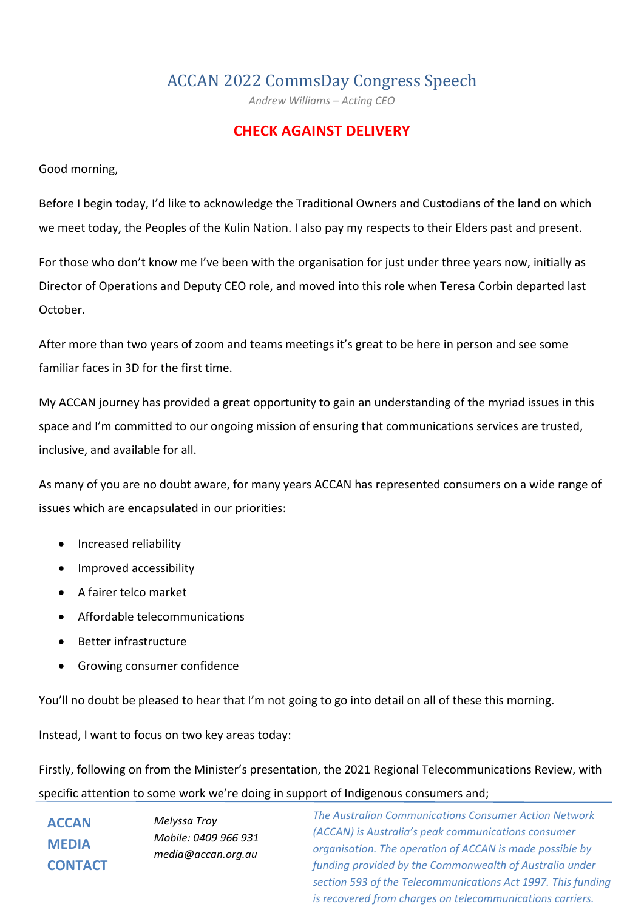# ACCAN 2022 CommsDay Congress Speech

*Andrew Williams – Acting CEO*

**CHECK AGAINST DELIVERY**

Good morning,

Before I begin today, I'd like to acknowledge the Traditional Owners and Custodians of the land on which we meet today, the Peoples of the Kulin Nation. I also pay my respects to their Elders past and present.

For those who don't know me I've been with the organisation for just under three years now, initially as Director of Operations and Deputy CEO role, and moved into this role when Teresa Corbin departed last October.

After more than two years of zoom and teams meetings it's great to be here in person and see some familiar faces in 3D for the first time.

My ACCAN journey has provided a great opportunity to gain an understanding of the myriad issues in this space and I'm committed to our ongoing mission of ensuring that communications services are trusted, inclusive, and available for all.

As many of you are no doubt aware, for many years ACCAN has represented consumers on a wide range of issues which are encapsulated in our priorities:

- Increased reliability
- Improved accessibility
- A fairer telco market
- Affordable telecommunications
- Better infrastructure
- Growing consumer confidence

You'll no doubt be pleased to hear that I'm not going to go into detail on all of these this morning.

Instead, I want to focus on two key areas today:

Firstly, following on from the Minister's presentation, the 2021 Regional Telecommunications Review, with specific attention to some work we're doing in support of Indigenous consumers and;

**ACCAN MEDIA CONTACT**

*Melyssa Troy*
*Mobile: 0409 966 931*
*media@accan.org.au*

*The Australian Communications Consumer Action Network (ACCAN) is Australia's peak communications consumer organisation. The operation of ACCAN is made possible by funding provided by the Commonwealth of Australia under section 593 of the Telecommunications Act 1997. This funding is recovered from charges on telecommunications carriers.*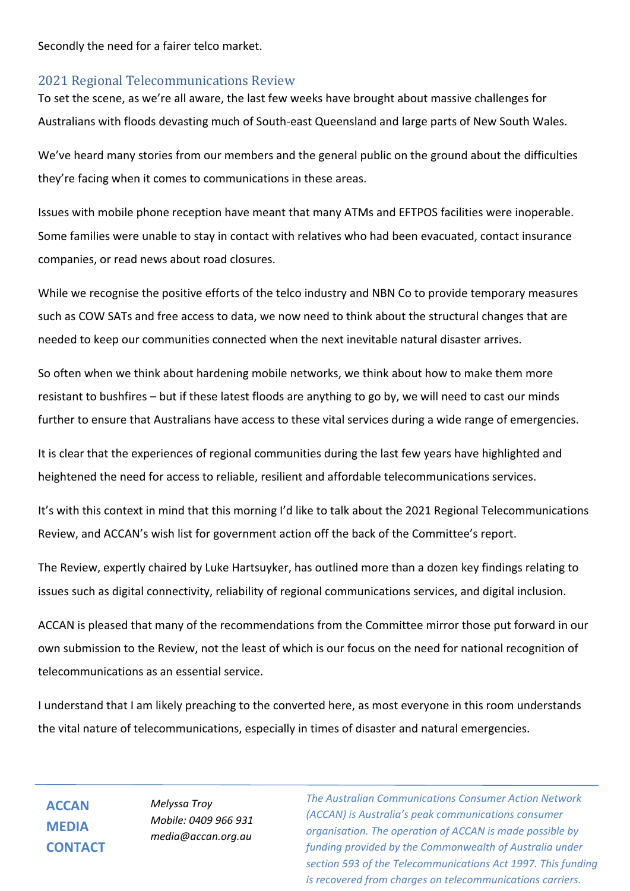Secondly the need for a fairer telco market.

## 2021 Regional Telecommunications Review

To set the scene, as we're all aware, the last few weeks have brought about massive challenges for Australians with floods devasting much of South-east Queensland and large parts of New South Wales.

We've heard many stories from our members and the general public on the ground about the difficulties they're facing when it comes to communications in these areas.

Issues with mobile phone reception have meant that many ATMs and EFTPOS facilities were inoperable. Some families were unable to stay in contact with relatives who had been evacuated, contact insurance companies, or read news about road closures.

While we recognise the positive efforts of the telco industry and NBN Co to provide temporary measures such as COW SATs and free access to data, we now need to think about the structural changes that are needed to keep our communities connected when the next inevitable natural disaster arrives.

So often when we think about hardening mobile networks, we think about how to make them more resistant to bushfires – but if these latest floods are anything to go by, we will need to cast our minds further to ensure that Australians have access to these vital services during a wide range of emergencies.

It is clear that the experiences of regional communities during the last few years have highlighted and heightened the need for access to reliable, resilient and affordable telecommunications services.

It's with this context in mind that this morning I'd like to talk about the 2021 Regional Telecommunications Review, and ACCAN's wish list for government action off the back of the Committee's report.

The Review, expertly chaired by Luke Hartsuyker, has outlined more than a dozen key findings relating to issues such as digital connectivity, reliability of regional communications services, and digital inclusion.

ACCAN is pleased that many of the recommendations from the Committee mirror those put forward in our own submission to the Review, not the least of which is our focus on the need for national recognition of telecommunications as an essential service.

I understand that I am likely preaching to the converted here, as most everyone in this room understands the vital nature of telecommunications, especially in times of disaster and natural emergencies.

**ACCAN MEDIA CONTACT**

*Melyssa Troy*
*Mobile: 0409 966 931*
*media@accan.org.au*

*The Australian Communications Consumer Action Network (ACCAN) is Australia's peak communications consumer organisation. The operation of ACCAN is made possible by funding provided by the Commonwealth of Australia under section 593 of the Telecommunications Act 1997. This funding is recovered from charges on telecommunications carriers.*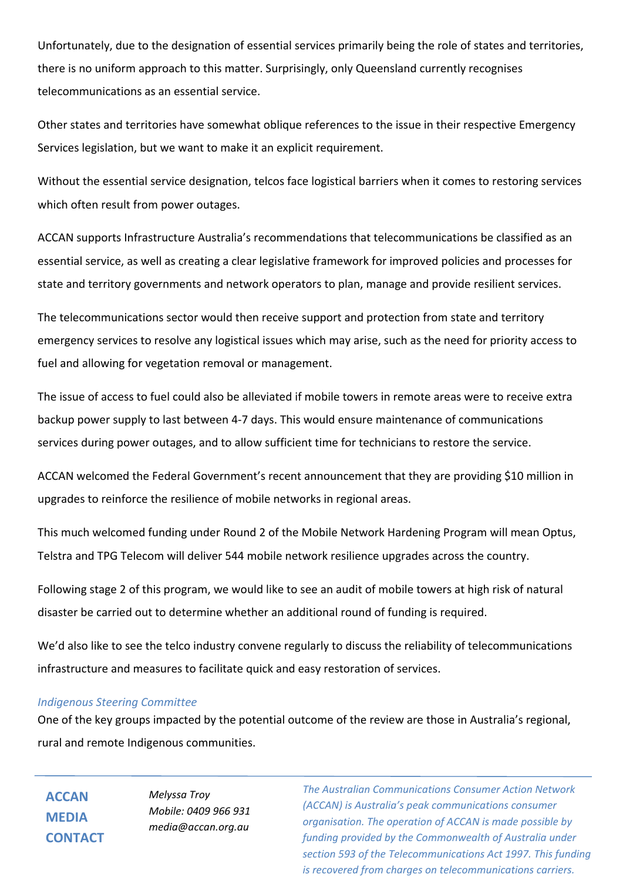Unfortunately, due to the designation of essential services primarily being the role of states and territories, there is no uniform approach to this matter. Surprisingly, only Queensland currently recognises telecommunications as an essential service.

Other states and territories have somewhat oblique references to the issue in their respective Emergency Services legislation, but we want to make it an explicit requirement.

Without the essential service designation, telcos face logistical barriers when it comes to restoring services which often result from power outages.

ACCAN supports Infrastructure Australia's recommendations that telecommunications be classified as an essential service, as well as creating a clear legislative framework for improved policies and processes for state and territory governments and network operators to plan, manage and provide resilient services.

The telecommunications sector would then receive support and protection from state and territory emergency services to resolve any logistical issues which may arise, such as the need for priority access to fuel and allowing for vegetation removal or management.

The issue of access to fuel could also be alleviated if mobile towers in remote areas were to receive extra backup power supply to last between 4-7 days. This would ensure maintenance of communications services during power outages, and to allow sufficient time for technicians to restore the service.

ACCAN welcomed the Federal Government's recent announcement that they are providing $10 million in upgrades to reinforce the resilience of mobile networks in regional areas.

This much welcomed funding under Round 2 of the Mobile Network Hardening Program will mean Optus, Telstra and TPG Telecom will deliver 544 mobile network resilience upgrades across the country.

Following stage 2 of this program, we would like to see an audit of mobile towers at high risk of natural disaster be carried out to determine whether an additional round of funding is required.

We'd also like to see the telco industry convene regularly to discuss the reliability of telecommunications infrastructure and measures to facilitate quick and easy restoration of services.

*Indigenous Steering Committee*

One of the key groups impacted by the potential outcome of the review are those in Australia's regional, rural and remote Indigenous communities.

**ACCAN MEDIA CONTACT**

*Melyssa Troy*
*Mobile: 0409 966 931*
*media@accan.org.au*

*The Australian Communications Consumer Action Network (ACCAN) is Australia's peak communications consumer organisation. The operation of ACCAN is made possible by funding provided by the Commonwealth of Australia under section 593 of the Telecommunications Act 1997. This funding is recovered from charges on telecommunications carriers.*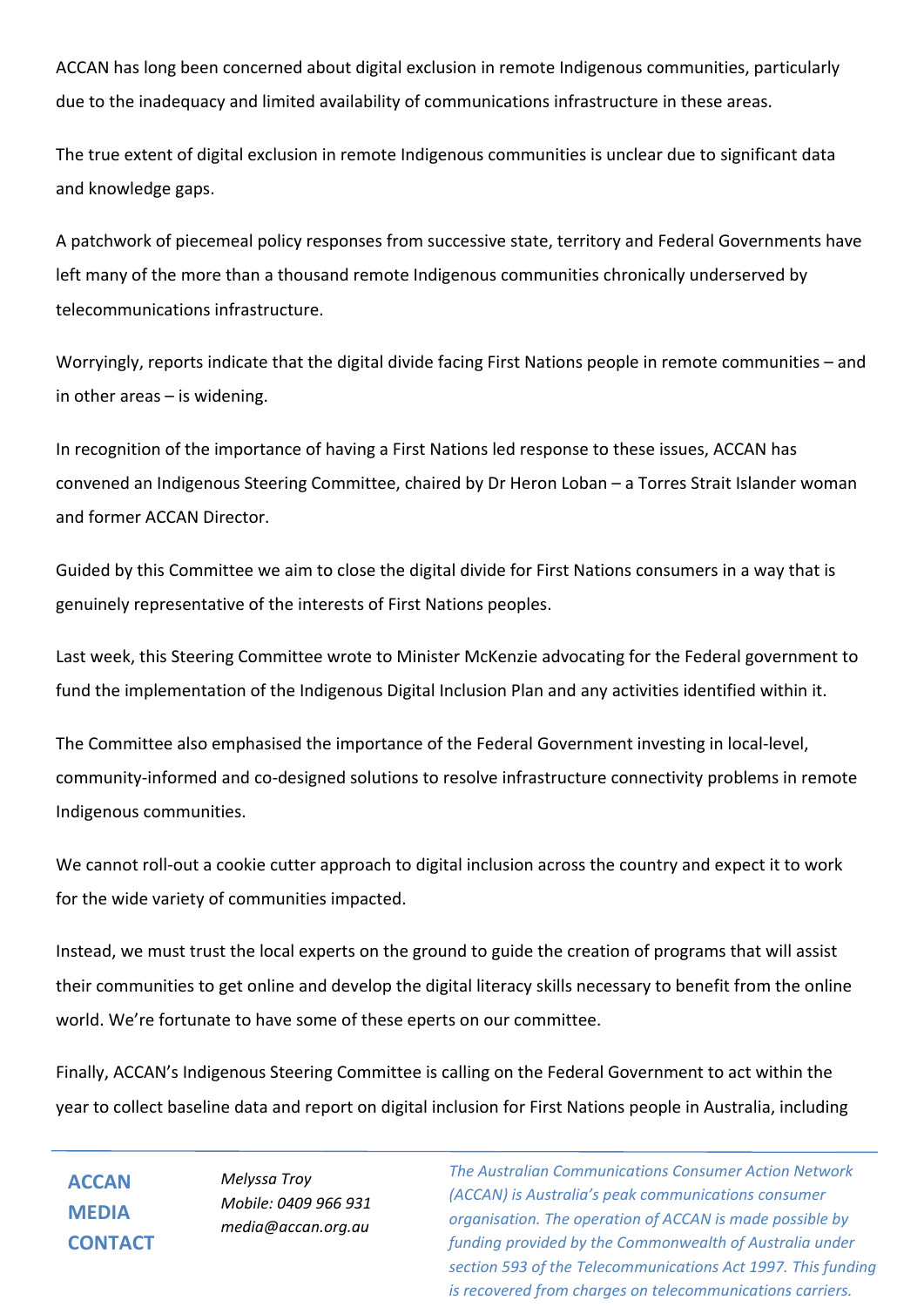ACCAN has long been concerned about digital exclusion in remote Indigenous communities, particularly due to the inadequacy and limited availability of communications infrastructure in these areas.

The true extent of digital exclusion in remote Indigenous communities is unclear due to significant data and knowledge gaps.

A patchwork of piecemeal policy responses from successive state, territory and Federal Governments have left many of the more than a thousand remote Indigenous communities chronically underserved by telecommunications infrastructure.

Worryingly, reports indicate that the digital divide facing First Nations people in remote communities – and in other areas – is widening.

In recognition of the importance of having a First Nations led response to these issues, ACCAN has convened an Indigenous Steering Committee, chaired by Dr Heron Loban – a Torres Strait Islander woman and former ACCAN Director.

Guided by this Committee we aim to close the digital divide for First Nations consumers in a way that is genuinely representative of the interests of First Nations peoples.

Last week, this Steering Committee wrote to Minister McKenzie advocating for the Federal government to fund the implementation of the Indigenous Digital Inclusion Plan and any activities identified within it.

The Committee also emphasised the importance of the Federal Government investing in local-level, community-informed and co-designed solutions to resolve infrastructure connectivity problems in remote Indigenous communities.

We cannot roll-out a cookie cutter approach to digital inclusion across the country and expect it to work for the wide variety of communities impacted.

Instead, we must trust the local experts on the ground to guide the creation of programs that will assist their communities to get online and develop the digital literacy skills necessary to benefit from the online world. We're fortunate to have some of these eperts on our committee.

Finally, ACCAN's Indigenous Steering Committee is calling on the Federal Government to act within the year to collect baseline data and report on digital inclusion for First Nations people in Australia, including

**ACCAN MEDIA CONTACT**

*Melyssa Troy*
*Mobile: 0409 966 931*
*media@accan.org.au*

*The Australian Communications Consumer Action Network (ACCAN) is Australia's peak communications consumer organisation. The operation of ACCAN is made possible by funding provided by the Commonwealth of Australia under section 593 of the Telecommunications Act 1997. This funding is recovered from charges on telecommunications carriers.*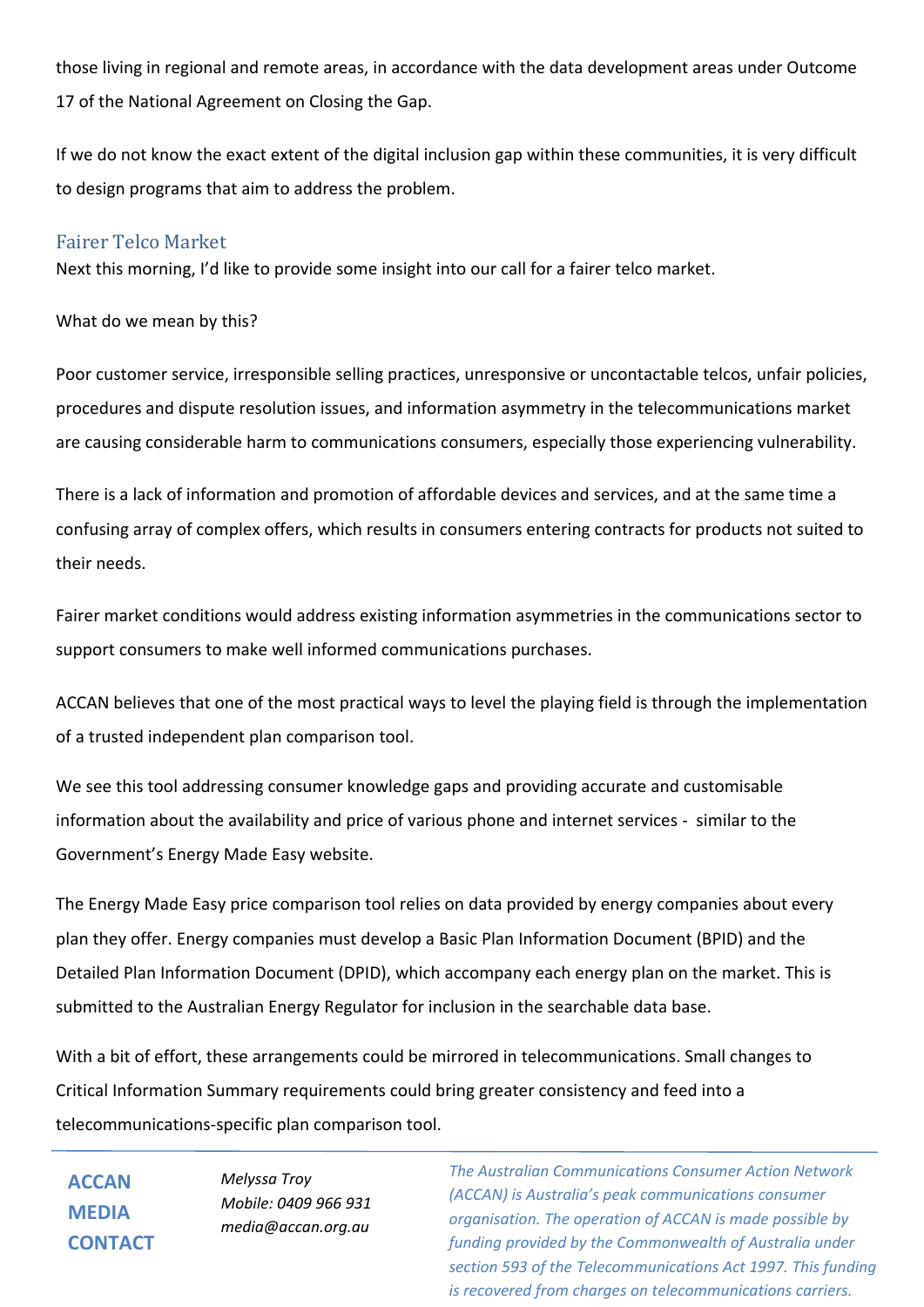those living in regional and remote areas, in accordance with the data development areas under Outcome 17 of the National Agreement on Closing the Gap.

If we do not know the exact extent of the digital inclusion gap within these communities, it is very difficult to design programs that aim to address the problem.

## Fairer Telco Market

Next this morning, I'd like to provide some insight into our call for a fairer telco market.

What do we mean by this?

Poor customer service, irresponsible selling practices, unresponsive or uncontactable telcos, unfair policies, procedures and dispute resolution issues, and information asymmetry in the telecommunications market are causing considerable harm to communications consumers, especially those experiencing vulnerability.

There is a lack of information and promotion of affordable devices and services, and at the same time a confusing array of complex offers, which results in consumers entering contracts for products not suited to their needs.

Fairer market conditions would address existing information asymmetries in the communications sector to support consumers to make well informed communications purchases.

ACCAN believes that one of the most practical ways to level the playing field is through the implementation of a trusted independent plan comparison tool.

We see this tool addressing consumer knowledge gaps and providing accurate and customisable information about the availability and price of various phone and internet services - similar to the Government's Energy Made Easy website.

The Energy Made Easy price comparison tool relies on data provided by energy companies about every plan they offer. Energy companies must develop a Basic Plan Information Document (BPID) and the Detailed Plan Information Document (DPID), which accompany each energy plan on the market. This is submitted to the Australian Energy Regulator for inclusion in the searchable data base.

With a bit of effort, these arrangements could be mirrored in telecommunications. Small changes to Critical Information Summary requirements could bring greater consistency and feed into a telecommunications-specific plan comparison tool.

**ACCAN MEDIA CONTACT**

*Melyssa Troy*
*Mobile: 0409 966 931*
*media@accan.org.au*

*The Australian Communications Consumer Action Network (ACCAN) is Australia's peak communications consumer organisation. The operation of ACCAN is made possible by funding provided by the Commonwealth of Australia under section 593 of the Telecommunications Act 1997. This funding is recovered from charges on telecommunications carriers.*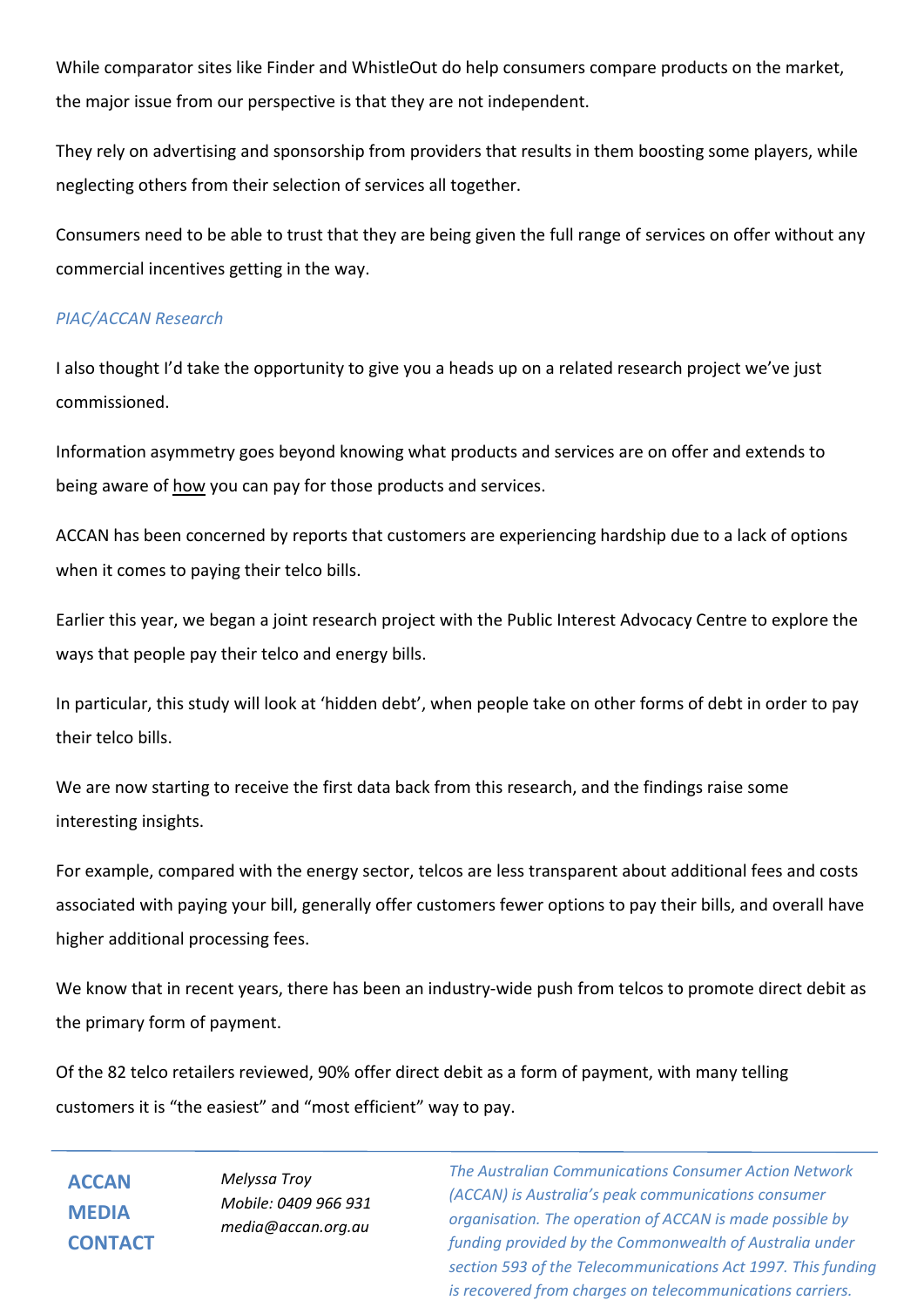While comparator sites like Finder and WhistleOut do help consumers compare products on the market, the major issue from our perspective is that they are not independent.

They rely on advertising and sponsorship from providers that results in them boosting some players, while neglecting others from their selection of services all together.

Consumers need to be able to trust that they are being given the full range of services on offer without any commercial incentives getting in the way.

*PIAC/ACCAN Research*

I also thought I'd take the opportunity to give you a heads up on a related research project we've just commissioned.

Information asymmetry goes beyond knowing what products and services are on offer and extends to being aware of how you can pay for those products and services.

ACCAN has been concerned by reports that customers are experiencing hardship due to a lack of options when it comes to paying their telco bills.

Earlier this year, we began a joint research project with the Public Interest Advocacy Centre to explore the ways that people pay their telco and energy bills.

In particular, this study will look at 'hidden debt', when people take on other forms of debt in order to pay their telco bills.

We are now starting to receive the first data back from this research, and the findings raise some interesting insights.

For example, compared with the energy sector, telcos are less transparent about additional fees and costs associated with paying your bill, generally offer customers fewer options to pay their bills, and overall have higher additional processing fees.

We know that in recent years, there has been an industry-wide push from telcos to promote direct debit as the primary form of payment.

Of the 82 telco retailers reviewed, 90% offer direct debit as a form of payment, with many telling customers it is "the easiest" and "most efficient" way to pay.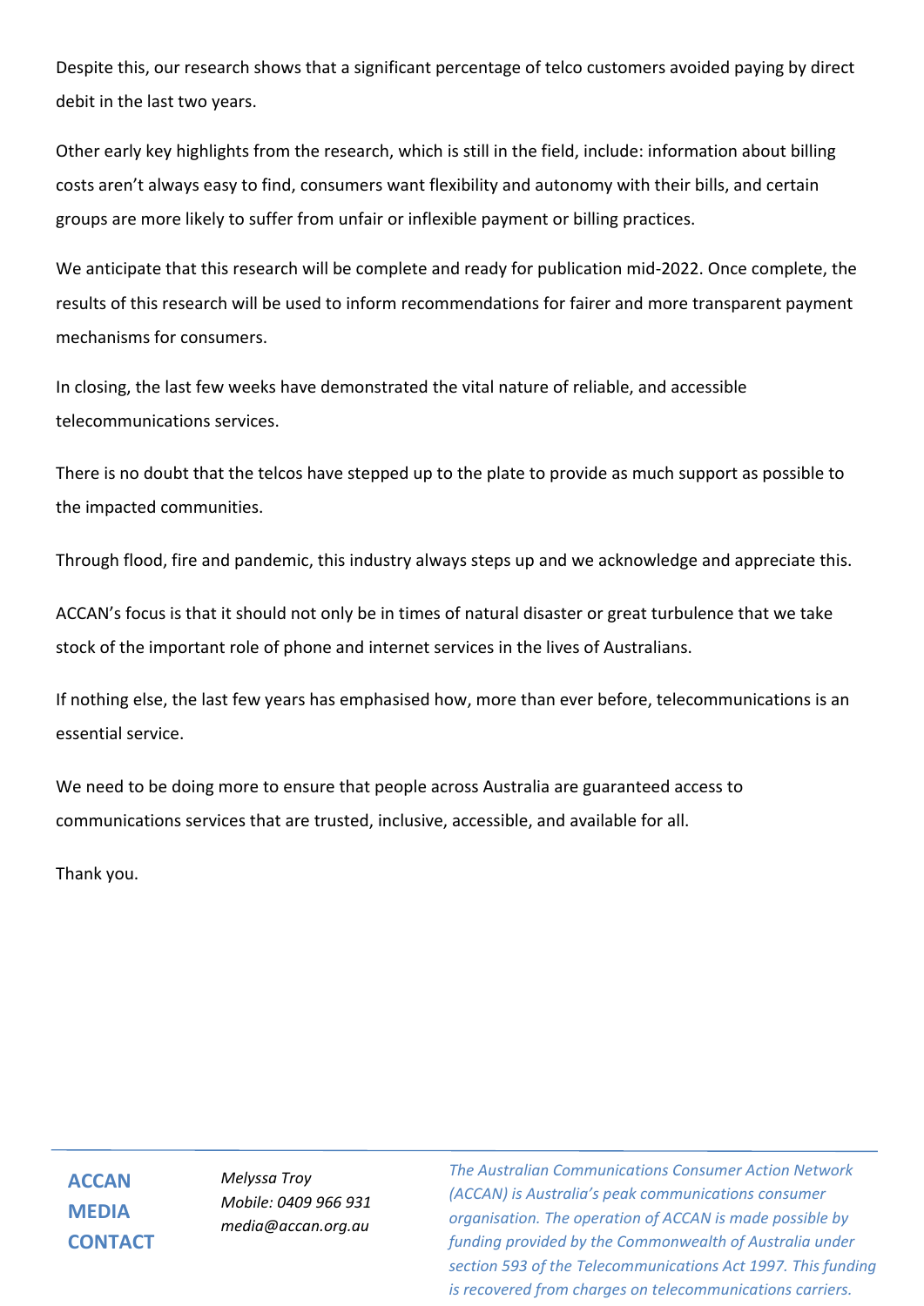Despite this, our research shows that a significant percentage of telco customers avoided paying by direct debit in the last two years.

Other early key highlights from the research, which is still in the field, include: information about billing costs aren't always easy to find, consumers want flexibility and autonomy with their bills, and certain groups are more likely to suffer from unfair or inflexible payment or billing practices.

We anticipate that this research will be complete and ready for publication mid-2022. Once complete, the results of this research will be used to inform recommendations for fairer and more transparent payment mechanisms for consumers.

In closing, the last few weeks have demonstrated the vital nature of reliable, and accessible telecommunications services.

There is no doubt that the telcos have stepped up to the plate to provide as much support as possible to the impacted communities.

Through flood, fire and pandemic, this industry always steps up and we acknowledge and appreciate this.

ACCAN's focus is that it should not only be in times of natural disaster or great turbulence that we take stock of the important role of phone and internet services in the lives of Australians.

If nothing else, the last few years has emphasised how, more than ever before, telecommunications is an essential service.

We need to be doing more to ensure that people across Australia are guaranteed access to communications services that are trusted, inclusive, accessible, and available for all.

Thank you.

---

**ACCAN MEDIA CONTACT**

*Melyssa Troy*
*Mobile: 0409 966 931*
*media@accan.org.au*

*The Australian Communications Consumer Action Network (ACCAN) is Australia's peak communications consumer organisation. The operation of ACCAN is made possible by funding provided by the Commonwealth of Australia under section 593 of the Telecommunications Act 1997. This funding is recovered from charges on telecommunications carriers.*